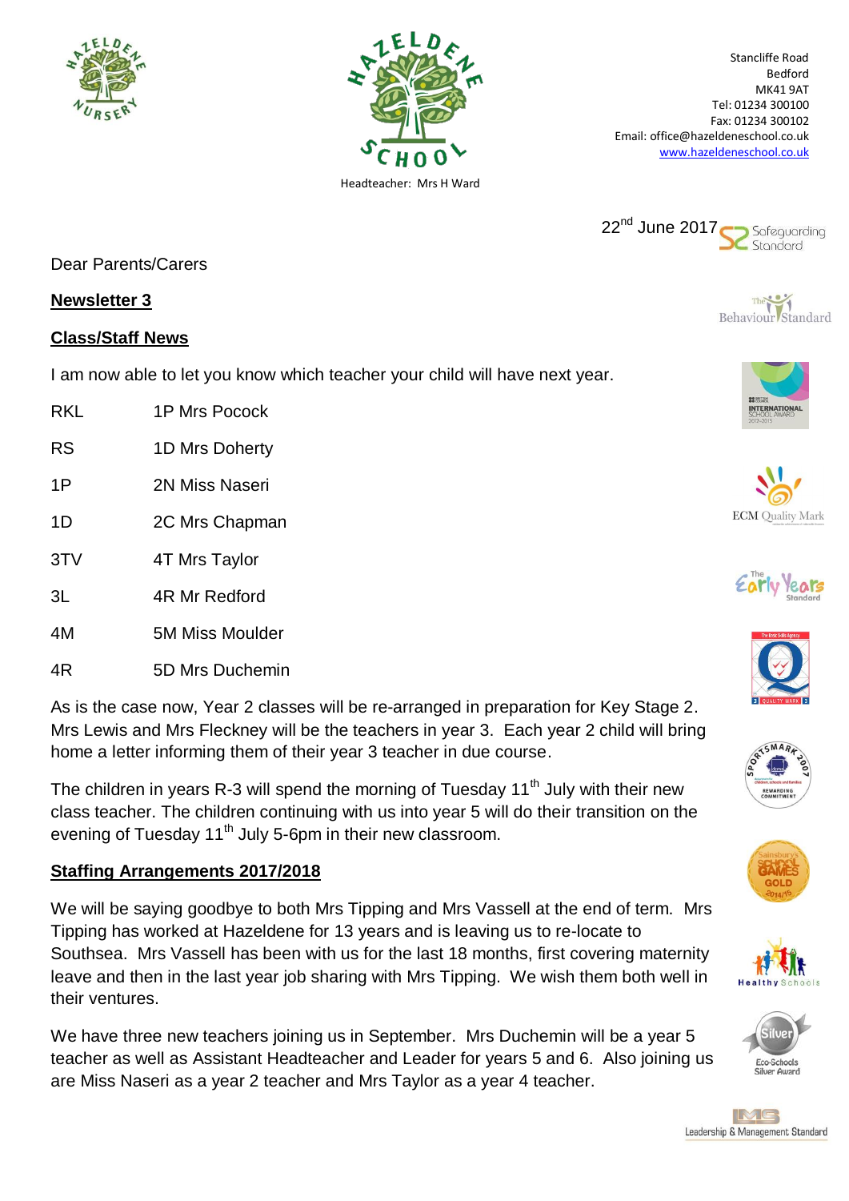Headteacher: Mrs H Ward

Stancliffe Road
Bedford
MK41 9AT
Tel: 01234 300100
Fax: 01234 300102
Email: office@hazeldeneschool.co.uk
www.hazeldeneschool.co.uk

22nd June 2017

Dear Parents/Carers

**Newsletter 3**

**Class/Staff News**

I am now able to let you know which teacher your child will have next year.

| | |
|---|---|
| RKL | 1P Mrs Pocock |
| RS | 1D Mrs Doherty |
| 1P | 2N Miss Naseri |
| 1D | 2C Mrs Chapman |
| 3TV | 4T Mrs Taylor |
| 3L | 4R Mr Redford |
| 4M | 5M Miss Moulder |
| 4R | 5D Mrs Duchemin |

As is the case now, Year 2 classes will be re-arranged in preparation for Key Stage 2. Mrs Lewis and Mrs Fleckney will be the teachers in year 3. Each year 2 child will bring home a letter informing them of their year 3 teacher in due course.

The children in years R-3 will spend the morning of Tuesday 11th July with their new class teacher. The children continuing with us into year 5 will do their transition on the evening of Tuesday 11th July 5-6pm in their new classroom.

**Staffing Arrangements 2017/2018**

We will be saying goodbye to both Mrs Tipping and Mrs Vassell at the end of term. Mrs Tipping has worked at Hazeldene for 13 years and is leaving us to re-locate to Southsea. Mrs Vassell has been with us for the last 18 months, first covering maternity leave and then in the last year job sharing with Mrs Tipping. We wish them both well in their ventures.

We have three new teachers joining us in September. Mrs Duchemin will be a year 5 teacher as well as Assistant Headteacher and Leader for years 5 and 6. Also joining us are Miss Naseri as a year 2 teacher and Mrs Taylor as a year 4 teacher.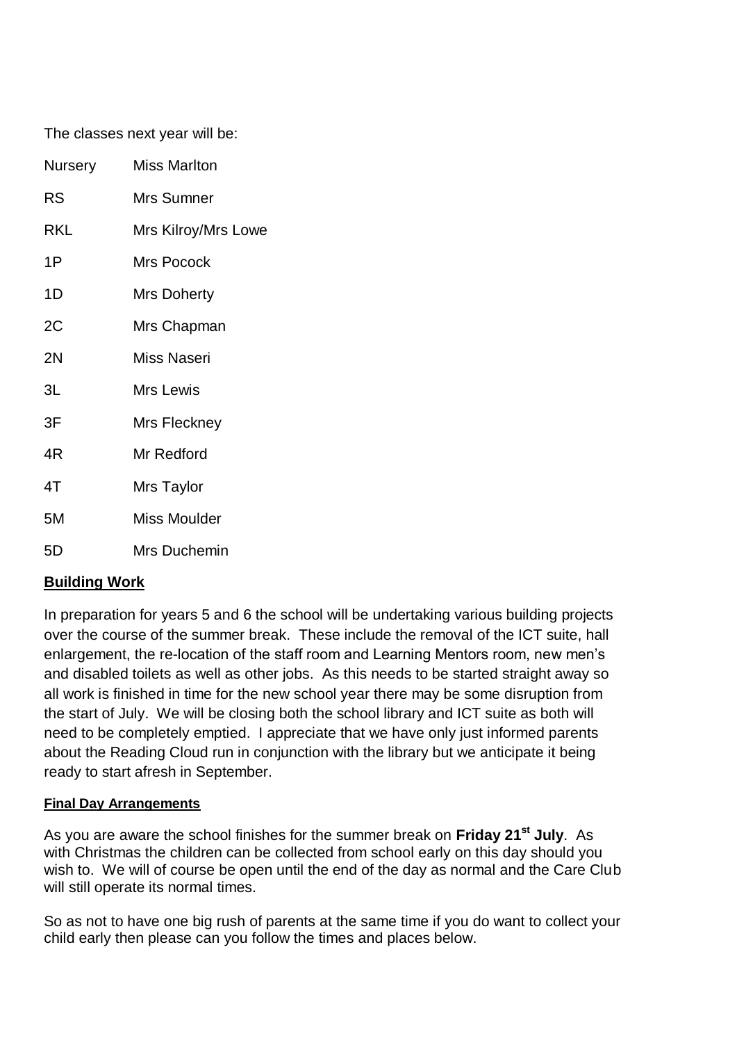The classes next year will be:

| | |
|---|---|
| Nursery | Miss Marlton |
| RS | Mrs Sumner |
| RKL | Mrs Kilroy/Mrs Lowe |
| 1P | Mrs Pocock |
| 1D | Mrs Doherty |
| 2C | Mrs Chapman |
| 2N | Miss Naseri |
| 3L | Mrs Lewis |
| 3F | Mrs Fleckney |
| 4R | Mr Redford |
| 4T | Mrs Taylor |
| 5M | Miss Moulder |
| 5D | Mrs Duchemin |

**Building Work**

In preparation for years 5 and 6 the school will be undertaking various building projects over the course of the summer break. These include the removal of the ICT suite, hall enlargement, the re-location of the staff room and Learning Mentors room, new men's and disabled toilets as well as other jobs. As this needs to be started straight away so all work is finished in time for the new school year there may be some disruption from the start of July. We will be closing both the school library and ICT suite as both will need to be completely emptied. I appreciate that we have only just informed parents about the Reading Cloud run in conjunction with the library but we anticipate it being ready to start afresh in September.

**Final Day Arrangements**

As you are aware the school finishes for the summer break on **Friday 21st July**. As with Christmas the children can be collected from school early on this day should you wish to. We will of course be open until the end of the day as normal and the Care Club will still operate its normal times.

So as not to have one big rush of parents at the same time if you do want to collect your child early then please can you follow the times and places below.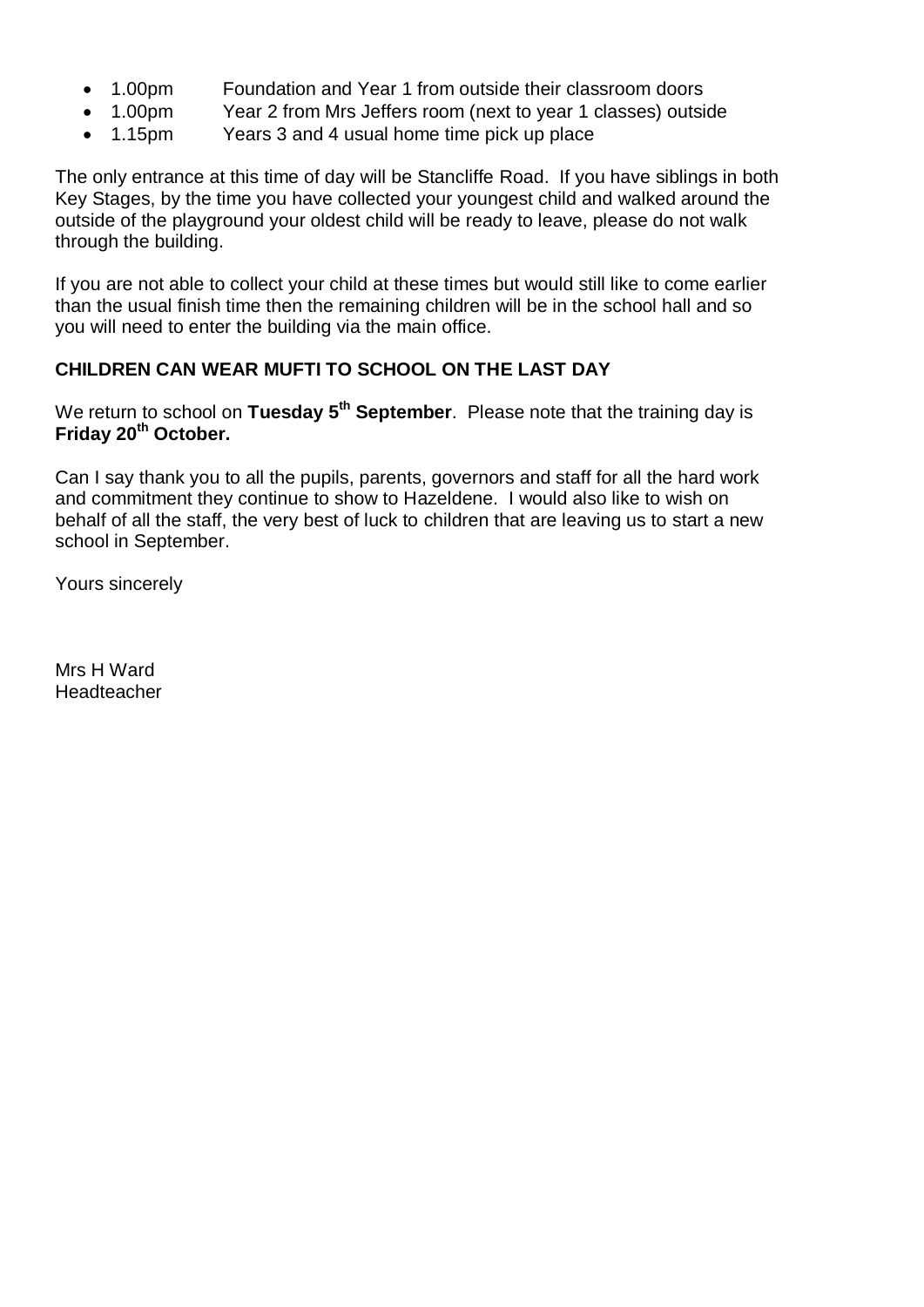- 1.00pm Foundation and Year 1 from outside their classroom doors
- 1.00pm Year 2 from Mrs Jeffers room (next to year 1 classes) outside
- 1.15pm Years 3 and 4 usual home time pick up place

The only entrance at this time of day will be Stancliffe Road. If you have siblings in both Key Stages, by the time you have collected your youngest child and walked around the outside of the playground your oldest child will be ready to leave, please do not walk through the building.

If you are not able to collect your child at these times but would still like to come earlier than the usual finish time then the remaining children will be in the school hall and so you will need to enter the building via the main office.

**CHILDREN CAN WEAR MUFTI TO SCHOOL ON THE LAST DAY**

We return to school on **Tuesday 5th September**. Please note that the training day is **Friday 20th October.**

Can I say thank you to all the pupils, parents, governors and staff for all the hard work and commitment they continue to show to Hazeldene. I would also like to wish on behalf of all the staff, the very best of luck to children that are leaving us to start a new school in September.

Yours sincerely

Mrs H Ward
Headteacher